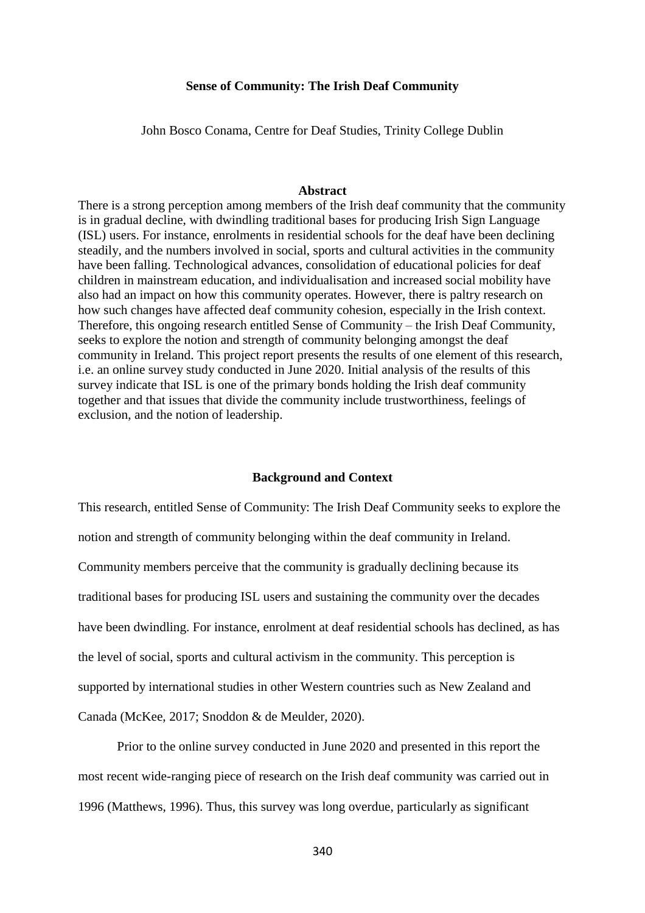# Sense of Community: The Irish Deaf Community

John Bosco Conama, Centre for Deaf Studies, Trinity College Dublin

## Abstract

There is a strong perception among members of the Irish deaf community that the community is in gradual decline, with dwindling traditional bases for producing Irish Sign Language (ISL) users. For instance, enrolments in residential schools for the deaf have been declining steadily, and the numbers involved in social, sports and cultural activities in the community have been falling. Technological advances, consolidation of educational policies for deaf children in mainstream education, and individualisation and increased social mobility have also had an impact on how this community operates. However, there is paltry research on how such changes have affected deaf community cohesion, especially in the Irish context. Therefore, this ongoing research entitled Sense of Community – the Irish Deaf Community, seeks to explore the notion and strength of community belonging amongst the deaf community in Ireland. This project report presents the results of one element of this research, i.e. an online survey study conducted in June 2020. Initial analysis of the results of this survey indicate that ISL is one of the primary bonds holding the Irish deaf community together and that issues that divide the community include trustworthiness, feelings of exclusion, and the notion of leadership.

## Background and Context

This research, entitled Sense of Community: The Irish Deaf Community seeks to explore the notion and strength of community belonging within the deaf community in Ireland. Community members perceive that the community is gradually declining because its traditional bases for producing ISL users and sustaining the community over the decades have been dwindling. For instance, enrolment at deaf residential schools has declined, as has the level of social, sports and cultural activism in the community. This perception is supported by international studies in other Western countries such as New Zealand and Canada (McKee, 2017; Snoddon & de Meulder, 2020).

Prior to the online survey conducted in June 2020 and presented in this report the most recent wide-ranging piece of research on the Irish deaf community was carried out in 1996 (Matthews, 1996). Thus, this survey was long overdue, particularly as significant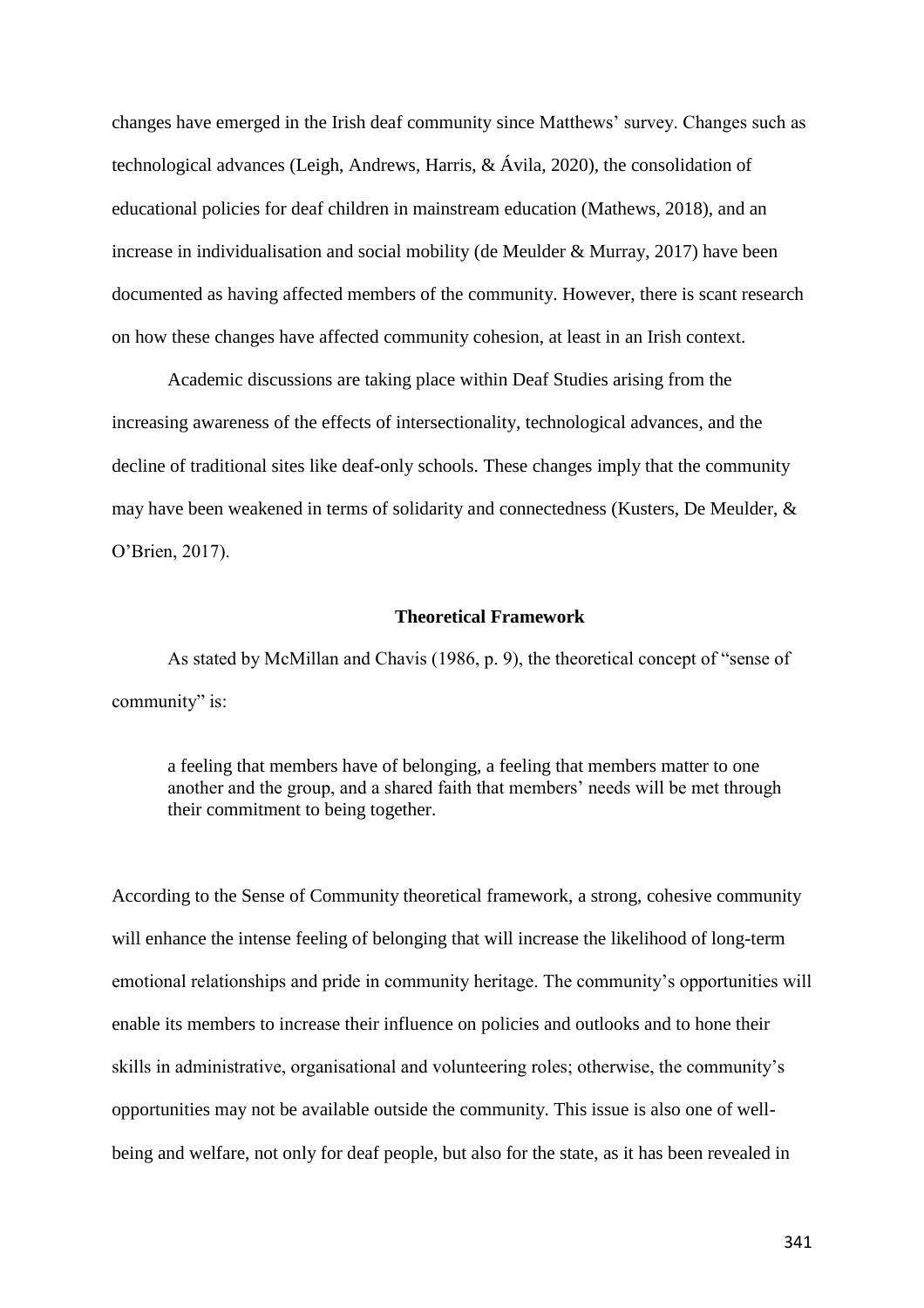changes have emerged in the Irish deaf community since Matthews' survey. Changes such as technological advances (Leigh, Andrews, Harris, & Ávila, 2020), the consolidation of educational policies for deaf children in mainstream education (Mathews, 2018), and an increase in individualisation and social mobility (de Meulder & Murray, 2017) have been documented as having affected members of the community. However, there is scant research on how these changes have affected community cohesion, at least in an Irish context.

Academic discussions are taking place within Deaf Studies arising from the increasing awareness of the effects of intersectionality, technological advances, and the decline of traditional sites like deaf-only schools. These changes imply that the community may have been weakened in terms of solidarity and connectedness (Kusters, De Meulder, & O'Brien, 2017).

## Theoretical Framework

As stated by McMillan and Chavis (1986, p. 9), the theoretical concept of "sense of community" is:

> a feeling that members have of belonging, a feeling that members matter to one another and the group, and a shared faith that members' needs will be met through their commitment to being together.

According to the Sense of Community theoretical framework, a strong, cohesive community will enhance the intense feeling of belonging that will increase the likelihood of long-term emotional relationships and pride in community heritage. The community's opportunities will enable its members to increase their influence on policies and outlooks and to hone their skills in administrative, organisational and volunteering roles; otherwise, the community's opportunities may not be available outside the community. This issue is also one of well-being and welfare, not only for deaf people, but also for the state, as it has been revealed in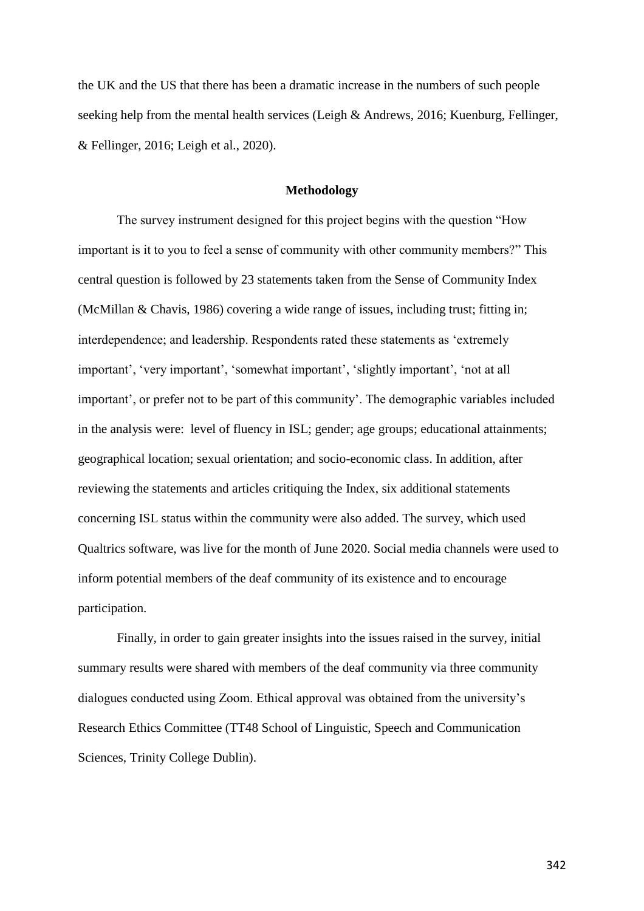the UK and the US that there has been a dramatic increase in the numbers of such people seeking help from the mental health services (Leigh & Andrews, 2016; Kuenburg, Fellinger, & Fellinger, 2016; Leigh et al., 2020).

## Methodology

The survey instrument designed for this project begins with the question "How important is it to you to feel a sense of community with other community members?" This central question is followed by 23 statements taken from the Sense of Community Index (McMillan & Chavis, 1986) covering a wide range of issues, including trust; fitting in; interdependence; and leadership. Respondents rated these statements as 'extremely important', 'very important', 'somewhat important', 'slightly important', 'not at all important', or prefer not to be part of this community'. The demographic variables included in the analysis were: level of fluency in ISL; gender; age groups; educational attainments; geographical location; sexual orientation; and socio-economic class. In addition, after reviewing the statements and articles critiquing the Index, six additional statements concerning ISL status within the community were also added. The survey, which used Qualtrics software, was live for the month of June 2020. Social media channels were used to inform potential members of the deaf community of its existence and to encourage participation.

Finally, in order to gain greater insights into the issues raised in the survey, initial summary results were shared with members of the deaf community via three community dialogues conducted using Zoom. Ethical approval was obtained from the university's Research Ethics Committee (TT48 School of Linguistic, Speech and Communication Sciences, Trinity College Dublin).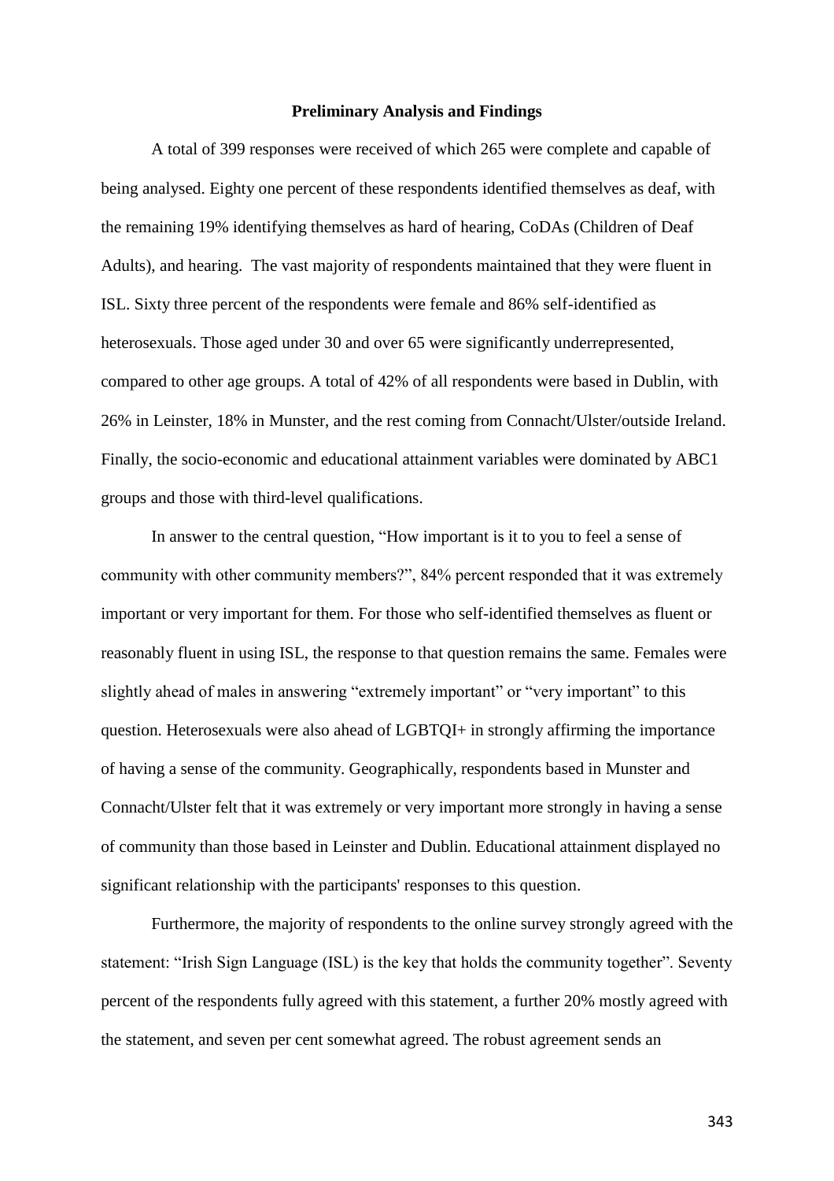**Preliminary Analysis and Findings**

A total of 399 responses were received of which 265 were complete and capable of being analysed. Eighty one percent of these respondents identified themselves as deaf, with the remaining 19% identifying themselves as hard of hearing, CoDAs (Children of Deaf Adults), and hearing. The vast majority of respondents maintained that they were fluent in ISL. Sixty three percent of the respondents were female and 86% self-identified as heterosexuals. Those aged under 30 and over 65 were significantly underrepresented, compared to other age groups. A total of 42% of all respondents were based in Dublin, with 26% in Leinster, 18% in Munster, and the rest coming from Connacht/Ulster/outside Ireland. Finally, the socio-economic and educational attainment variables were dominated by ABC1 groups and those with third-level qualifications.

In answer to the central question, "How important is it to you to feel a sense of community with other community members?", 84% percent responded that it was extremely important or very important for them. For those who self-identified themselves as fluent or reasonably fluent in using ISL, the response to that question remains the same. Females were slightly ahead of males in answering "extremely important" or "very important" to this question. Heterosexuals were also ahead of LGBTQI+ in strongly affirming the importance of having a sense of the community. Geographically, respondents based in Munster and Connacht/Ulster felt that it was extremely or very important more strongly in having a sense of community than those based in Leinster and Dublin. Educational attainment displayed no significant relationship with the participants' responses to this question.

Furthermore, the majority of respondents to the online survey strongly agreed with the statement: "Irish Sign Language (ISL) is the key that holds the community together". Seventy percent of the respondents fully agreed with this statement, a further 20% mostly agreed with the statement, and seven per cent somewhat agreed. The robust agreement sends an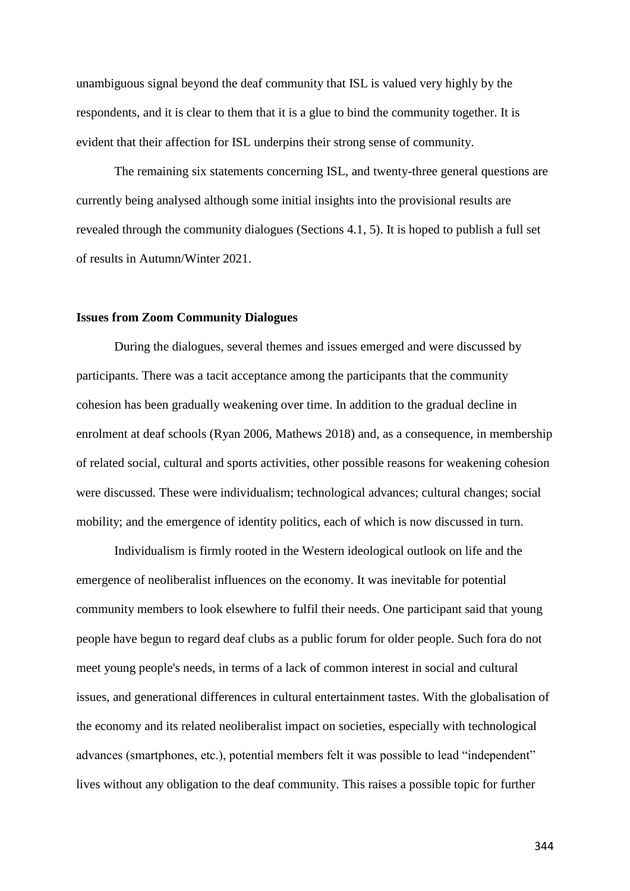unambiguous signal beyond the deaf community that ISL is valued very highly by the respondents, and it is clear to them that it is a glue to bind the community together. It is evident that their affection for ISL underpins their strong sense of community.

The remaining six statements concerning ISL, and twenty-three general questions are currently being analysed although some initial insights into the provisional results are revealed through the community dialogues (Sections 4.1, 5). It is hoped to publish a full set of results in Autumn/Winter 2021.

**Issues from Zoom Community Dialogues**

During the dialogues, several themes and issues emerged and were discussed by participants. There was a tacit acceptance among the participants that the community cohesion has been gradually weakening over time. In addition to the gradual decline in enrolment at deaf schools (Ryan 2006, Mathews 2018) and, as a consequence, in membership of related social, cultural and sports activities, other possible reasons for weakening cohesion were discussed. These were individualism; technological advances; cultural changes; social mobility; and the emergence of identity politics, each of which is now discussed in turn.

Individualism is firmly rooted in the Western ideological outlook on life and the emergence of neoliberalist influences on the economy. It was inevitable for potential community members to look elsewhere to fulfil their needs. One participant said that young people have begun to regard deaf clubs as a public forum for older people. Such fora do not meet young people's needs, in terms of a lack of common interest in social and cultural issues, and generational differences in cultural entertainment tastes. With the globalisation of the economy and its related neoliberalist impact on societies, especially with technological advances (smartphones, etc.), potential members felt it was possible to lead "independent" lives without any obligation to the deaf community. This raises a possible topic for further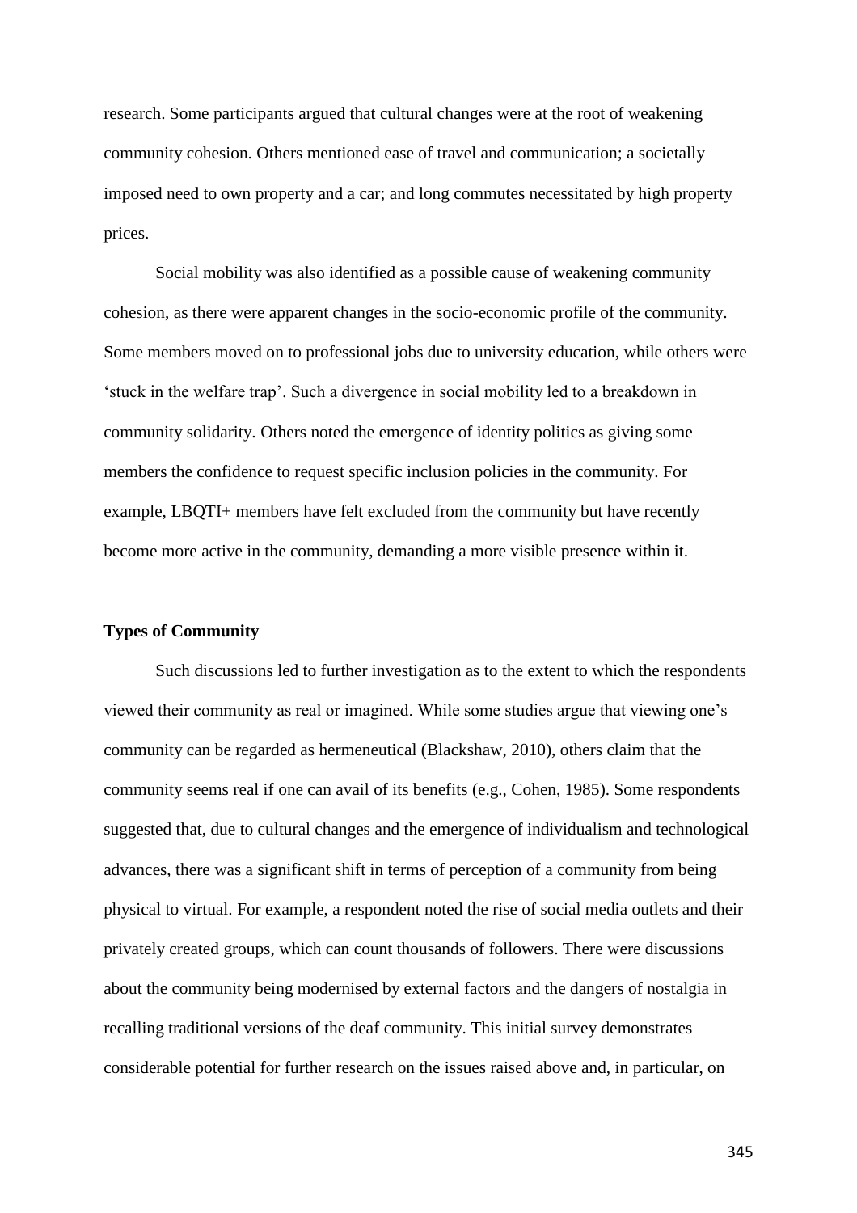research. Some participants argued that cultural changes were at the root of weakening community cohesion. Others mentioned ease of travel and communication; a societally imposed need to own property and a car; and long commutes necessitated by high property prices.

Social mobility was also identified as a possible cause of weakening community cohesion, as there were apparent changes in the socio-economic profile of the community. Some members moved on to professional jobs due to university education, while others were 'stuck in the welfare trap'. Such a divergence in social mobility led to a breakdown in community solidarity. Others noted the emergence of identity politics as giving some members the confidence to request specific inclusion policies in the community. For example, LBQTI+ members have felt excluded from the community but have recently become more active in the community, demanding a more visible presence within it.

**Types of Community**

Such discussions led to further investigation as to the extent to which the respondents viewed their community as real or imagined. While some studies argue that viewing one's community can be regarded as hermeneutical (Blackshaw, 2010), others claim that the community seems real if one can avail of its benefits (e.g., Cohen, 1985). Some respondents suggested that, due to cultural changes and the emergence of individualism and technological advances, there was a significant shift in terms of perception of a community from being physical to virtual. For example, a respondent noted the rise of social media outlets and their privately created groups, which can count thousands of followers. There were discussions about the community being modernised by external factors and the dangers of nostalgia in recalling traditional versions of the deaf community. This initial survey demonstrates considerable potential for further research on the issues raised above and, in particular, on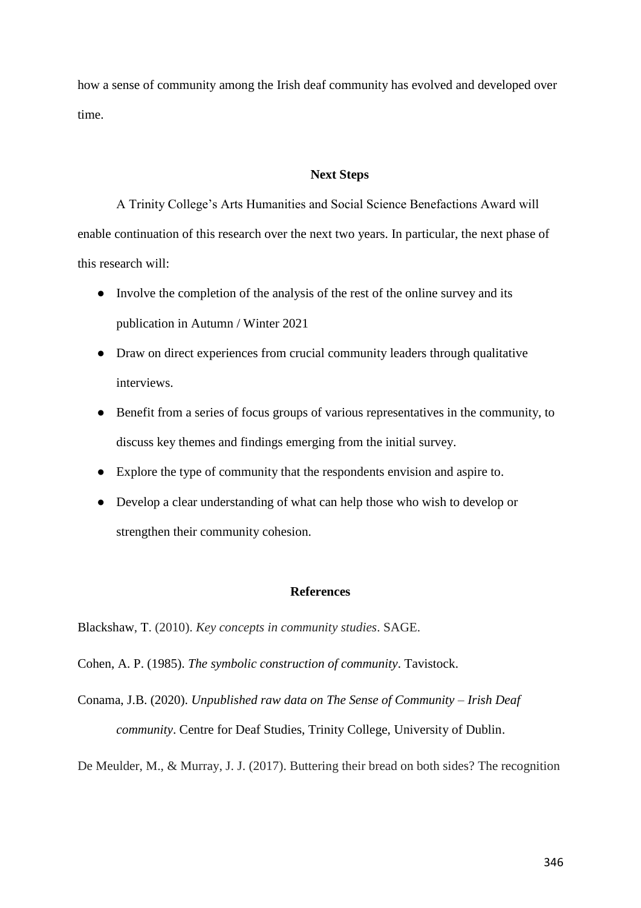how a sense of community among the Irish deaf community has evolved and developed over time.

## Next Steps

A Trinity College's Arts Humanities and Social Science Benefactions Award will enable continuation of this research over the next two years. In particular, the next phase of this research will:

- Involve the completion of the analysis of the rest of the online survey and its publication in Autumn / Winter 2021
- Draw on direct experiences from crucial community leaders through qualitative interviews.
- Benefit from a series of focus groups of various representatives in the community, to discuss key themes and findings emerging from the initial survey.
- Explore the type of community that the respondents envision and aspire to.
- Develop a clear understanding of what can help those who wish to develop or strengthen their community cohesion.

## References

Blackshaw, T. (2010). *Key concepts in community studies*. SAGE.

Cohen, A. P. (1985). *The symbolic construction of community*. Tavistock.

Conama, J.B. (2020). *Unpublished raw data on The Sense of Community – Irish Deaf community*. Centre for Deaf Studies, Trinity College, University of Dublin.

De Meulder, M., & Murray, J. J. (2017). Buttering their bread on both sides? The recognition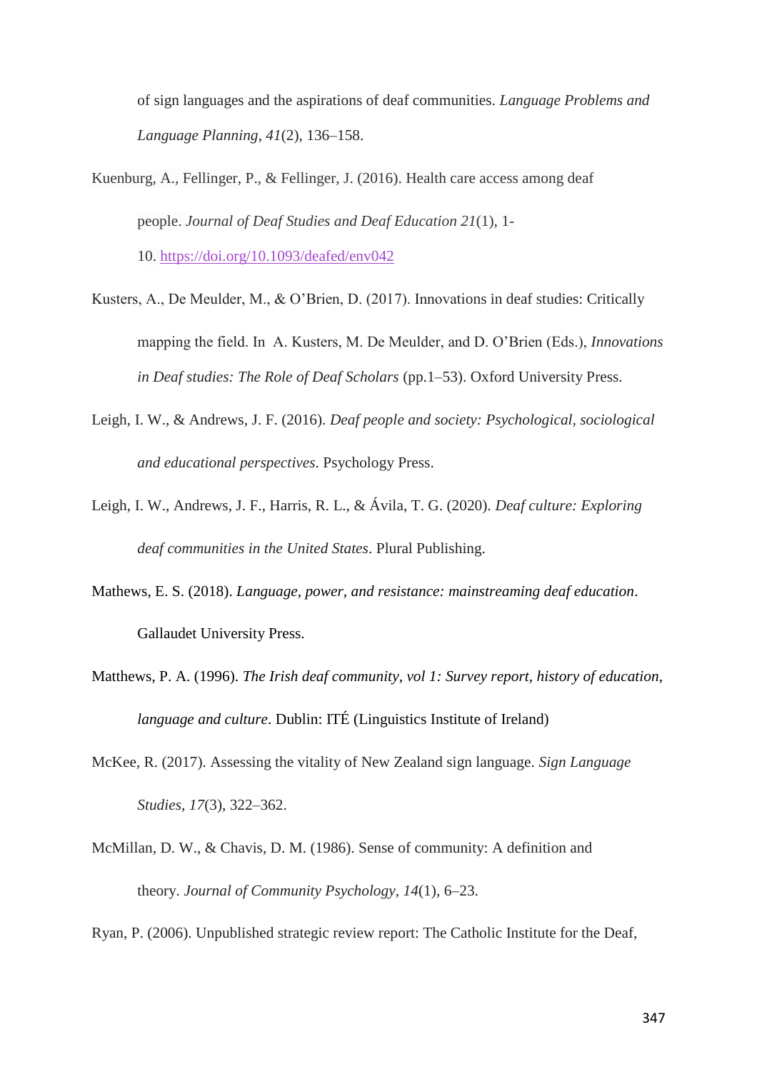of sign languages and the aspirations of deaf communities. *Language Problems and Language Planning*, *41*(2), 136–158.

Kuenburg, A., Fellinger, P., & Fellinger, J. (2016). Health care access among deaf people. *Journal of Deaf Studies and Deaf Education 21*(1), 1-10. https://doi.org/10.1093/deafed/env042

Kusters, A., De Meulder, M., & O'Brien, D. (2017). Innovations in deaf studies: Critically mapping the field. In A. Kusters, M. De Meulder, and D. O'Brien (Eds.), *Innovations in Deaf studies: The Role of Deaf Scholars* (pp.1–53). Oxford University Press.

Leigh, I. W., & Andrews, J. F. (2016). *Deaf people and society: Psychological, sociological and educational perspectives*. Psychology Press.

Leigh, I. W., Andrews, J. F., Harris, R. L., & Ávila, T. G. (2020). *Deaf culture: Exploring deaf communities in the United States*. Plural Publishing.

Mathews, E. S. (2018). *Language, power, and resistance: mainstreaming deaf education*. Gallaudet University Press.

Matthews, P. A. (1996). *The Irish deaf community, vol 1: Survey report, history of education, language and culture*. Dublin: ITÉ (Linguistics Institute of Ireland)

McKee, R. (2017). Assessing the vitality of New Zealand sign language. *Sign Language Studies*, *17*(3), 322–362.

McMillan, D. W., & Chavis, D. M. (1986). Sense of community: A definition and theory. *Journal of Community Psychology*, *14*(1), 6–23.

Ryan, P. (2006). Unpublished strategic review report: The Catholic Institute for the Deaf,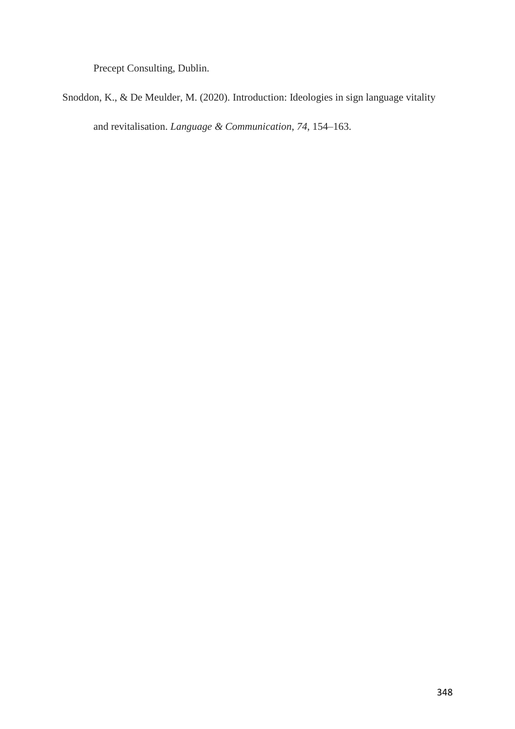Precept Consulting, Dublin.

Snoddon, K., & De Meulder, M. (2020). Introduction: Ideologies in sign language vitality and revitalisation. *Language & Communication*, *74*, 154–163.